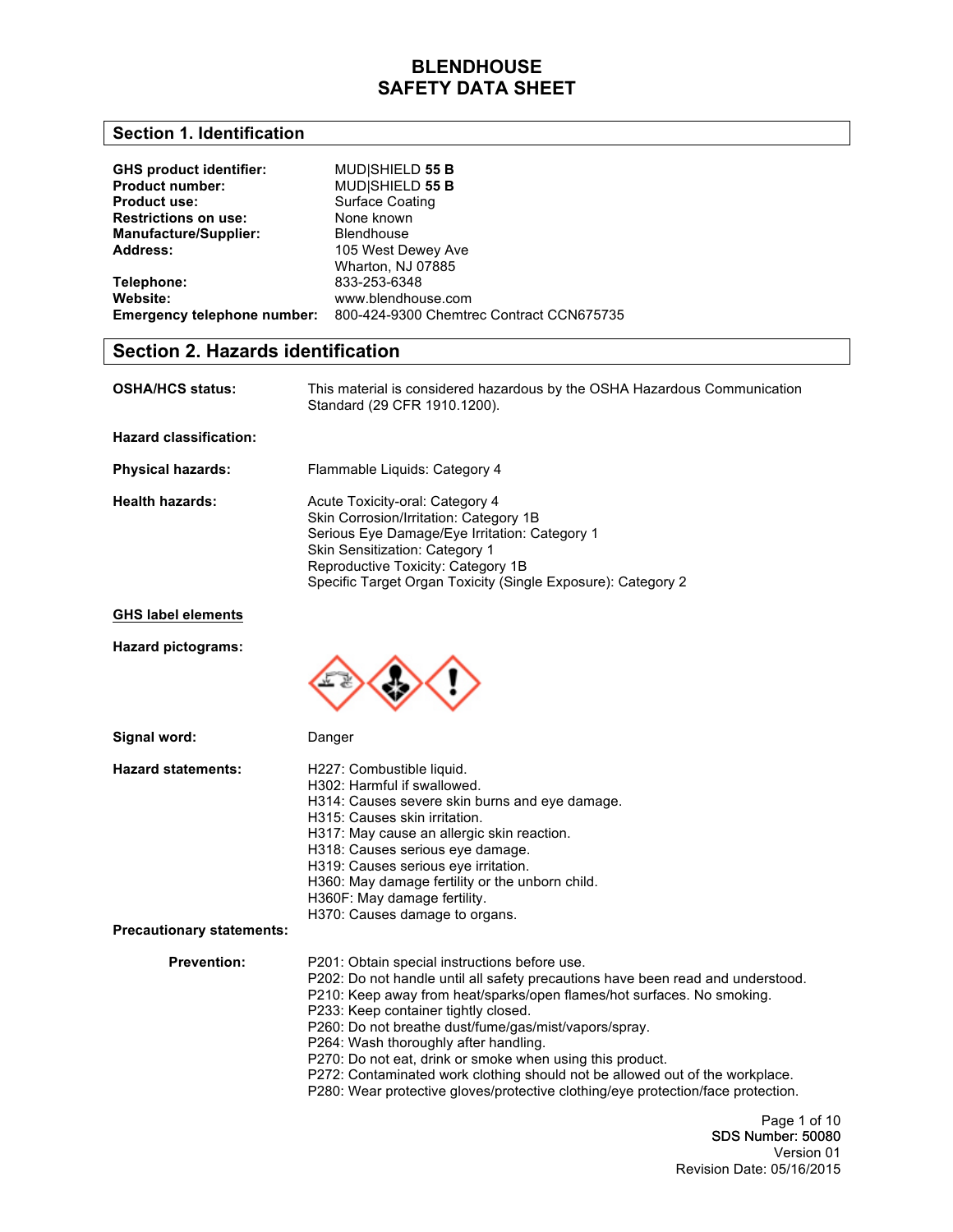# BLENDHOUSE
# SAFETY DATA SHEET

## Section 1. Identification

**GHS product identifier:** MUD|SHIELD **55 B**
**Product number:** MUD|SHIELD **55 B**
**Product use:** Surface Coating
**Restrictions on use:** None known
**Manufacture/Supplier:** Blendhouse
**Address:** 105 West Dewey Ave
Wharton, NJ 07885
**Telephone:** 833-253-6348
**Website:** www.blendhouse.com
**Emergency telephone number:** 800-424-9300 Chemtrec Contract CCN675735

## Section 2. Hazards identification

**OSHA/HCS status:** This material is considered hazardous by the OSHA Hazardous Communication Standard (29 CFR 1910.1200).

**Hazard classification:**

**Physical hazards:** Flammable Liquids: Category 4

**Health hazards:**
Acute Toxicity-oral: Category 4
Skin Corrosion/Irritation: Category 1B
Serious Eye Damage/Eye Irritation: Category 1
Skin Sensitization: Category 1
Reproductive Toxicity: Category 1B
Specific Target Organ Toxicity (Single Exposure): Category 2

**GHS label elements**

**Hazard pictograms:**

**Signal word:** Danger

**Hazard statements:**
H227: Combustible liquid.
H302: Harmful if swallowed.
H314: Causes severe skin burns and eye damage.
H315: Causes skin irritation.
H317: May cause an allergic skin reaction.
H318: Causes serious eye damage.
H319: Causes serious eye irritation.
H360: May damage fertility or the unborn child.
H360F: May damage fertility.
H370: Causes damage to organs.

**Precautionary statements:**

**Prevention:**
P201: Obtain special instructions before use.
P202: Do not handle until all safety precautions have been read and understood.
P210: Keep away from heat/sparks/open flames/hot surfaces. No smoking.
P233: Keep container tightly closed.
P260: Do not breathe dust/fume/gas/mist/vapors/spray.
P264: Wash thoroughly after handling.
P270: Do not eat, drink or smoke when using this product.
P272: Contaminated work clothing should not be allowed out of the workplace.
P280: Wear protective gloves/protective clothing/eye protection/face protection.

SDS Number: 50080
Version 01
Revision Date: 05/16/2015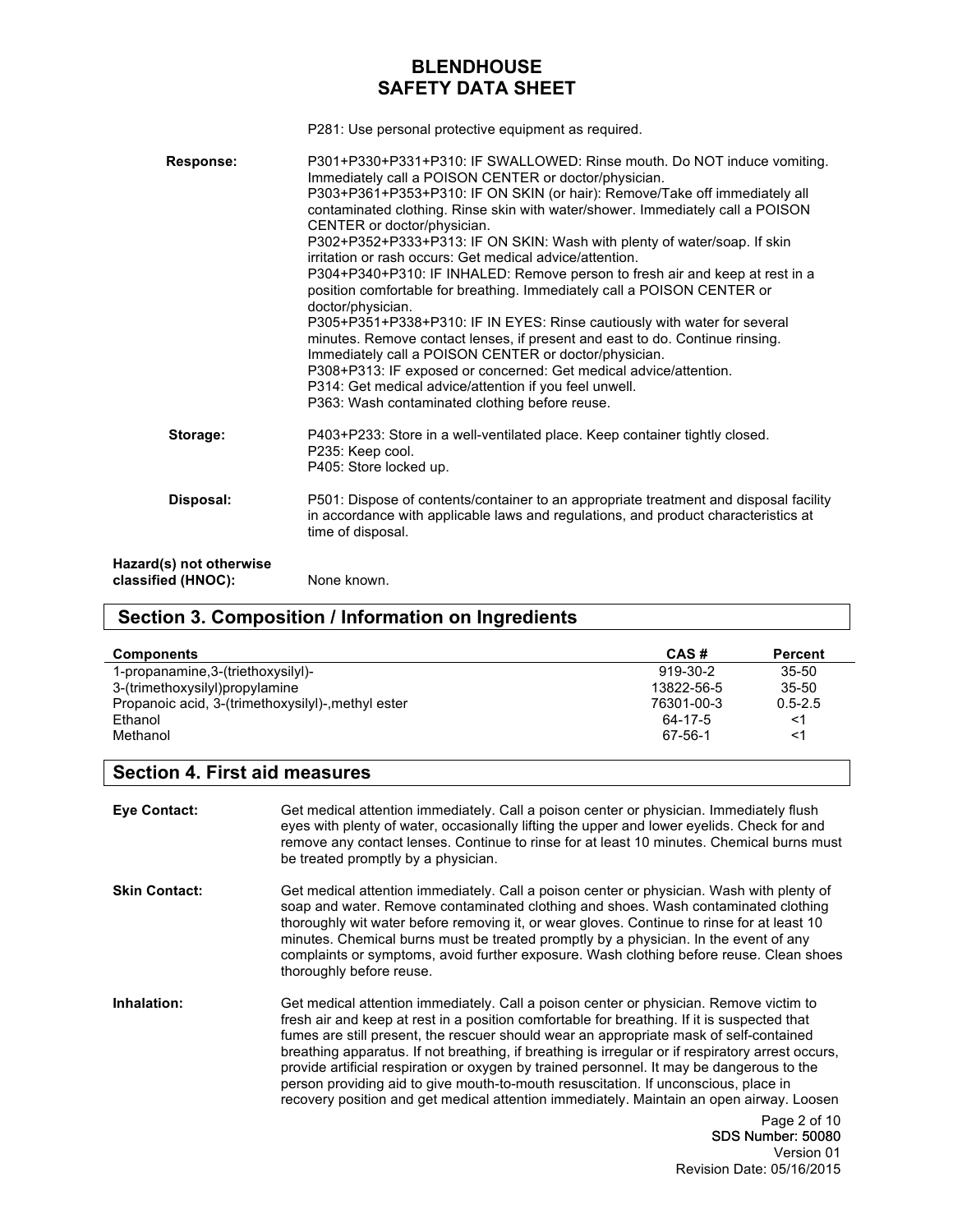P281: Use personal protective equipment as required.

**Response:**

P301+P330+P331+P310: IF SWALLOWED: Rinse mouth. Do NOT induce vomiting. Immediately call a POISON CENTER or doctor/physician.
P303+P361+P353+P310: IF ON SKIN (or hair): Remove/Take off immediately all contaminated clothing. Rinse skin with water/shower. Immediately call a POISON CENTER or doctor/physician.
P302+P352+P333+P313: IF ON SKIN: Wash with plenty of water/soap. If skin irritation or rash occurs: Get medical advice/attention.
P304+P340+P310: IF INHALED: Remove person to fresh air and keep at rest in a position comfortable for breathing. Immediately call a POISON CENTER or doctor/physician.
P305+P351+P338+P310: IF IN EYES: Rinse cautiously with water for several minutes. Remove contact lenses, if present and east to do. Continue rinsing. Immediately call a POISON CENTER or doctor/physician.
P308+P313: IF exposed or concerned: Get medical advice/attention.
P314: Get medical advice/attention if you feel unwell.
P363: Wash contaminated clothing before reuse.

**Storage:**

P403+P233: Store in a well-ventilated place. Keep container tightly closed.
P235: Keep cool.
P405: Store locked up.

**Disposal:**

P501: Dispose of contents/container to an appropriate treatment and disposal facility in accordance with applicable laws and regulations, and product characteristics at time of disposal.

**Hazard(s) not otherwise classified (HNOC):** None known.

## Section 3. Composition / Information on Ingredients

| Components | CAS # | Percent |
|---|---|---|
| 1-propanamine,3-(triethoxysilyl)- | 919-30-2 | 35-50 |
| 3-(trimethoxysilyl)propylamine | 13822-56-5 | 35-50 |
| Propanoic acid, 3-(trimethoxysilyl)-,methyl ester | 76301-00-3 | 0.5-2.5 |
| Ethanol | 64-17-5 | <1 |
| Methanol | 67-56-1 | <1 |

## Section 4. First aid measures

**Eye Contact:** Get medical attention immediately. Call a poison center or physician. Immediately flush eyes with plenty of water, occasionally lifting the upper and lower eyelids. Check for and remove any contact lenses. Continue to rinse for at least 10 minutes. Chemical burns must be treated promptly by a physician.

**Skin Contact:** Get medical attention immediately. Call a poison center or physician. Wash with plenty of soap and water. Remove contaminated clothing and shoes. Wash contaminated clothing thoroughly wit water before removing it, or wear gloves. Continue to rinse for at least 10 minutes. Chemical burns must be treated promptly by a physician. In the event of any complaints or symptoms, avoid further exposure. Wash clothing before reuse. Clean shoes thoroughly before reuse.

**Inhalation:** Get medical attention immediately. Call a poison center or physician. Remove victim to fresh air and keep at rest in a position comfortable for breathing. If it is suspected that fumes are still present, the rescuer should wear an appropriate mask of self-contained breathing apparatus. If not breathing, if breathing is irregular or if respiratory arrest occurs, provide artificial respiration or oxygen by trained personnel. It may be dangerous to the person providing aid to give mouth-to-mouth resuscitation. If unconscious, place in recovery position and get medical attention immediately. Maintain an open airway. Loosen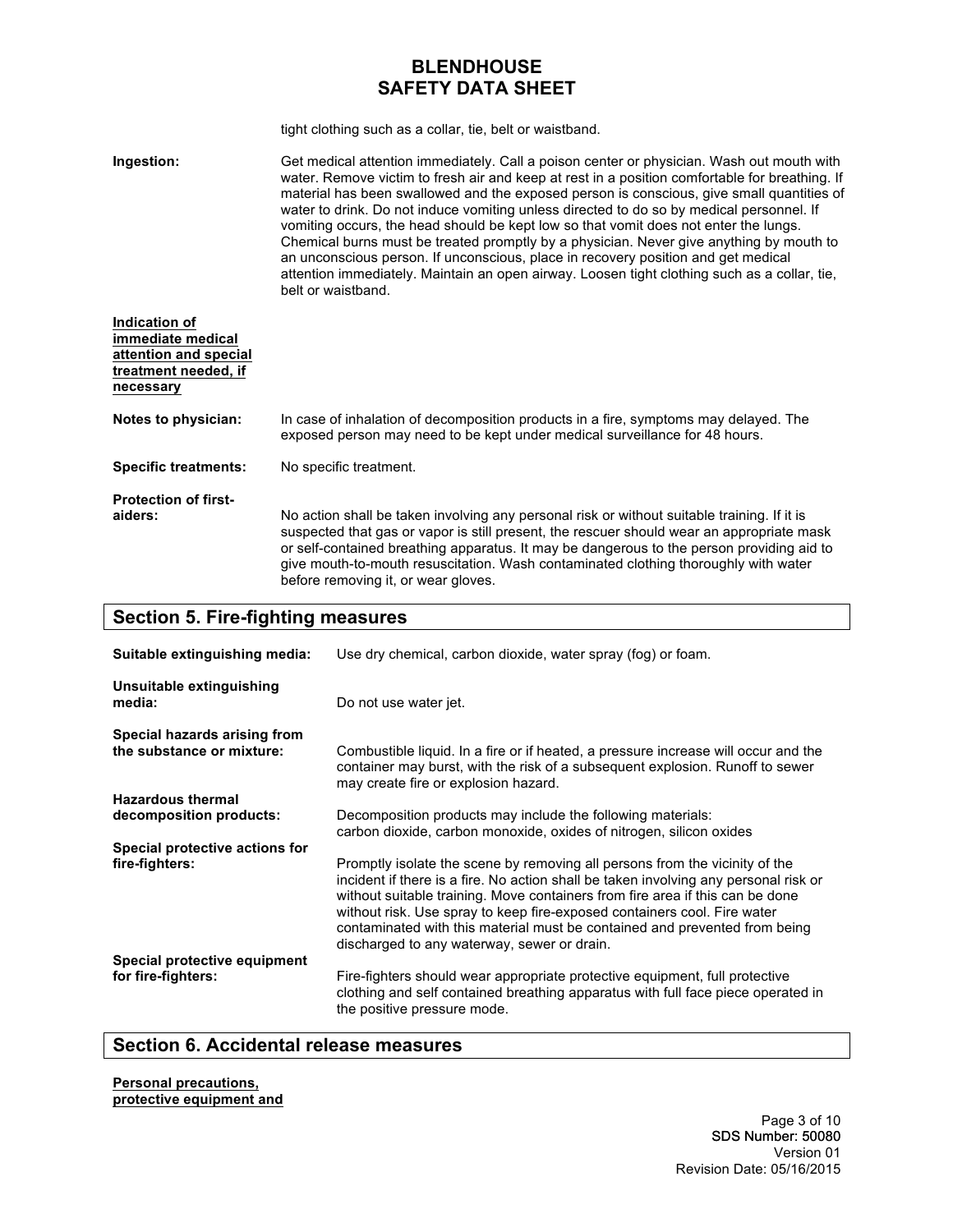tight clothing such as a collar, tie, belt or waistband.

**Ingestion:** Get medical attention immediately. Call a poison center or physician. Wash out mouth with water. Remove victim to fresh air and keep at rest in a position comfortable for breathing. If material has been swallowed and the exposed person is conscious, give small quantities of water to drink. Do not induce vomiting unless directed to do so by medical personnel. If vomiting occurs, the head should be kept low so that vomit does not enter the lungs. Chemical burns must be treated promptly by a physician. Never give anything by mouth to an unconscious person. If unconscious, place in recovery position and get medical attention immediately. Maintain an open airway. Loosen tight clothing such as a collar, tie, belt or waistband.

**Indication of immediate medical attention and special treatment needed, if necessary**

**Notes to physician:** In case of inhalation of decomposition products in a fire, symptoms may delayed. The exposed person may need to be kept under medical surveillance for 48 hours.

**Specific treatments:** No specific treatment.

**Protection of first-aiders:** No action shall be taken involving any personal risk or without suitable training. If it is suspected that gas or vapor is still present, the rescuer should wear an appropriate mask or self-contained breathing apparatus. It may be dangerous to the person providing aid to give mouth-to-mouth resuscitation. Wash contaminated clothing thoroughly with water before removing it, or wear gloves.

## Section 5. Fire-fighting measures

**Suitable extinguishing media:** Use dry chemical, carbon dioxide, water spray (fog) or foam.

**Unsuitable extinguishing media:** Do not use water jet.

**Special hazards arising from the substance or mixture:** Combustible liquid. In a fire or if heated, a pressure increase will occur and the container may burst, with the risk of a subsequent explosion. Runoff to sewer may create fire or explosion hazard.

**Hazardous thermal decomposition products:** Decomposition products may include the following materials: carbon dioxide, carbon monoxide, oxides of nitrogen, silicon oxides

**Special protective actions for fire-fighters:** Promptly isolate the scene by removing all persons from the vicinity of the incident if there is a fire. No action shall be taken involving any personal risk or without suitable training. Move containers from fire area if this can be done without risk. Use spray to keep fire-exposed containers cool. Fire water contaminated with this material must be contained and prevented from being discharged to any waterway, sewer or drain.

**Special protective equipment for fire-fighters:** Fire-fighters should wear appropriate protective equipment, full protective clothing and self contained breathing apparatus with full face piece operated in the positive pressure mode.

## Section 6. Accidental release measures

**Personal precautions, protective equipment and**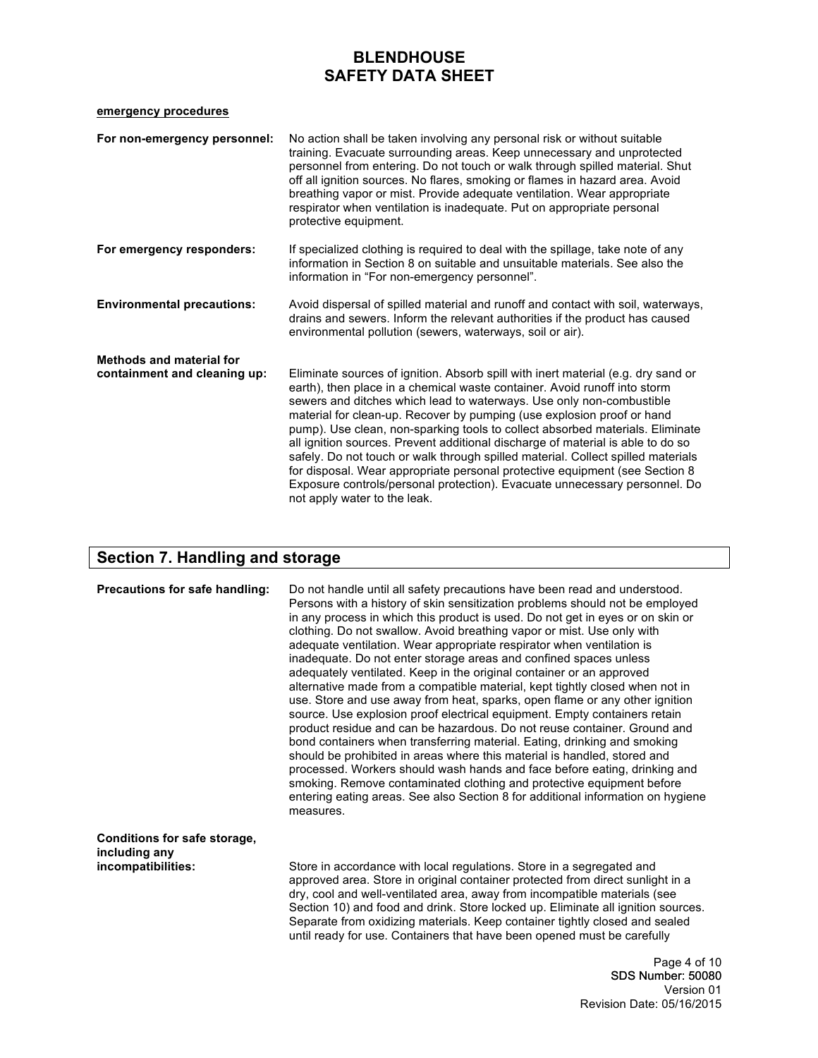**emergency procedures**

**For non-emergency personnel:** No action shall be taken involving any personal risk or without suitable training. Evacuate surrounding areas. Keep unnecessary and unprotected personnel from entering. Do not touch or walk through spilled material. Shut off all ignition sources. No flares, smoking or flames in hazard area. Avoid breathing vapor or mist. Provide adequate ventilation. Wear appropriate respirator when ventilation is inadequate. Put on appropriate personal protective equipment.

**For emergency responders:** If specialized clothing is required to deal with the spillage, take note of any information in Section 8 on suitable and unsuitable materials. See also the information in "For non-emergency personnel".

**Environmental precautions:** Avoid dispersal of spilled material and runoff and contact with soil, waterways, drains and sewers. Inform the relevant authorities if the product has caused environmental pollution (sewers, waterways, soil or air).

**Methods and material for containment and cleaning up:** Eliminate sources of ignition. Absorb spill with inert material (e.g. dry sand or earth), then place in a chemical waste container. Avoid runoff into storm sewers and ditches which lead to waterways. Use only non-combustible material for clean-up. Recover by pumping (use explosion proof or hand pump). Use clean, non-sparking tools to collect absorbed materials. Eliminate all ignition sources. Prevent additional discharge of material is able to do so safely. Do not touch or walk through spilled material. Collect spilled materials for disposal. Wear appropriate personal protective equipment (see Section 8 Exposure controls/personal protection). Evacuate unnecessary personnel. Do not apply water to the leak.

## Section 7. Handling and storage

**Precautions for safe handling:** Do not handle until all safety precautions have been read and understood. Persons with a history of skin sensitization problems should not be employed in any process in which this product is used. Do not get in eyes or on skin or clothing. Do not swallow. Avoid breathing vapor or mist. Use only with adequate ventilation. Wear appropriate respirator when ventilation is inadequate. Do not enter storage areas and confined spaces unless adequately ventilated. Keep in the original container or an approved alternative made from a compatible material, kept tightly closed when not in use. Store and use away from heat, sparks, open flame or any other ignition source. Use explosion proof electrical equipment. Empty containers retain product residue and can be hazardous. Do not reuse container. Ground and bond containers when transferring material. Eating, drinking and smoking should be prohibited in areas where this material is handled, stored and processed. Workers should wash hands and face before eating, drinking and smoking. Remove contaminated clothing and protective equipment before entering eating areas. See also Section 8 for additional information on hygiene measures.

**Conditions for safe storage, including any incompatibilities:** Store in accordance with local regulations. Store in a segregated and approved area. Store in original container protected from direct sunlight in a dry, cool and well-ventilated area, away from incompatible materials (see Section 10) and food and drink. Store locked up. Eliminate all ignition sources. Separate from oxidizing materials. Keep container tightly closed and sealed until ready for use. Containers that have been opened must be carefully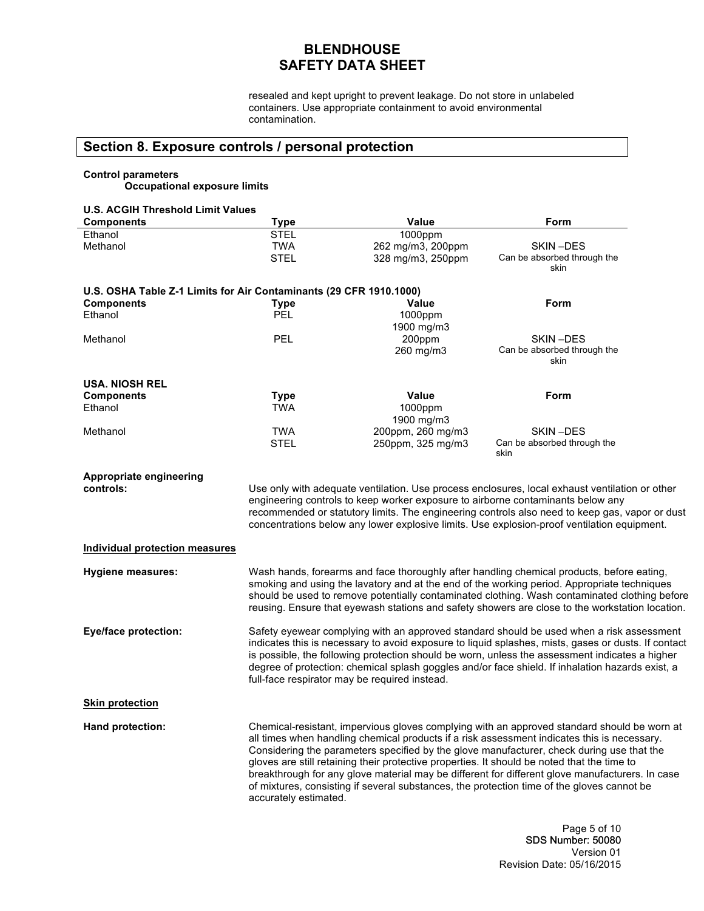resealed and kept upright to prevent leakage. Do not store in unlabeled containers. Use appropriate containment to avoid environmental contamination.

## Section 8. Exposure controls / personal protection

**Control parameters**

**Occupational exposure limits**

**U.S. ACGIH Threshold Limit Values**

| Components | Type | Value | Form |
|---|---|---|---|
| Ethanol | STEL | 1000ppm | |
| Methanol | TWA | 262 mg/m3, 200ppm | SKIN –DES |
| | STEL | 328 mg/m3, 250ppm | Can be absorbed through the skin |

**U.S. OSHA Table Z-1 Limits for Air Contaminants (29 CFR 1910.1000)**

| Components | Type | Value | Form |
|---|---|---|---|
| Ethanol | PEL | 1000ppm<br>1900 mg/m3 | |
| Methanol | PEL | 200ppm<br>260 mg/m3 | SKIN –DES<br>Can be absorbed through the skin |

**USA. NIOSH REL**

| Components | Type | Value | Form |
|---|---|---|---|
| Ethanol | TWA | 1000ppm<br>1900 mg/m3 | |
| Methanol | TWA | 200ppm, 260 mg/m3 | SKIN –DES |
| | STEL | 250ppm, 325 mg/m3 | Can be absorbed through the skin |

**Appropriate engineering controls:** Use only with adequate ventilation. Use process enclosures, local exhaust ventilation or other engineering controls to keep worker exposure to airborne contaminants below any recommended or statutory limits. The engineering controls also need to keep gas, vapor or dust concentrations below any lower explosive limits. Use explosion-proof ventilation equipment.

**Individual protection measures**

**Hygiene measures:** Wash hands, forearms and face thoroughly after handling chemical products, before eating, smoking and using the lavatory and at the end of the working period. Appropriate techniques should be used to remove potentially contaminated clothing. Wash contaminated clothing before reusing. Ensure that eyewash stations and safety showers are close to the workstation location.

**Eye/face protection:** Safety eyewear complying with an approved standard should be used when a risk assessment indicates this is necessary to avoid exposure to liquid splashes, mists, gases or dusts. If contact is possible, the following protection should be worn, unless the assessment indicates a higher degree of protection: chemical splash goggles and/or face shield. If inhalation hazards exist, a full-face respirator may be required instead.

**Skin protection**

**Hand protection:** Chemical-resistant, impervious gloves complying with an approved standard should be worn at all times when handling chemical products if a risk assessment indicates this is necessary. Considering the parameters specified by the glove manufacturer, check during use that the gloves are still retaining their protective properties. It should be noted that the time to breakthrough for any glove material may be different for different glove manufacturers. In case of mixtures, consisting if several substances, the protection time of the gloves cannot be accurately estimated.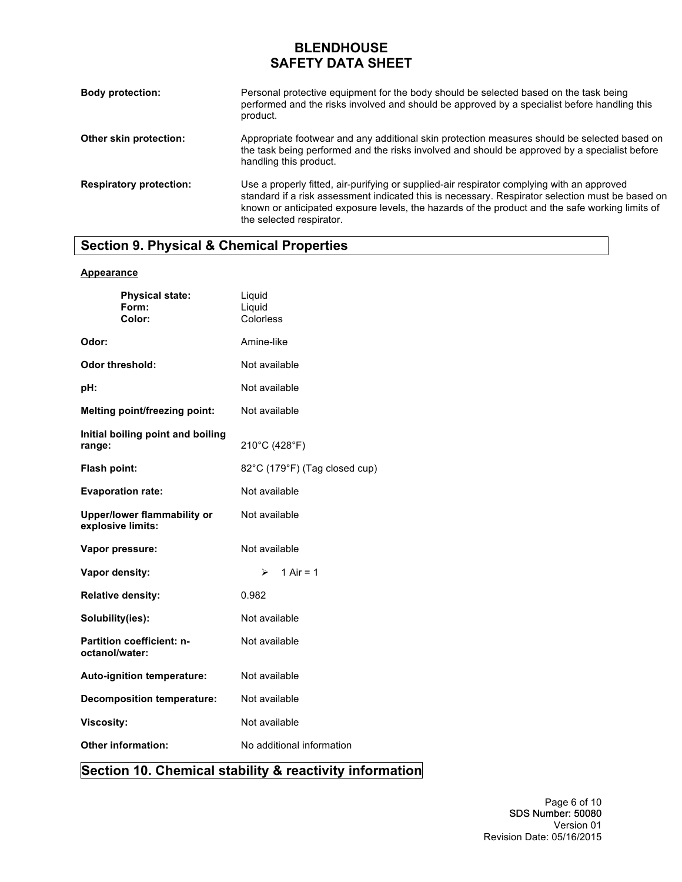**Body protection:** Personal protective equipment for the body should be selected based on the task being performed and the risks involved and should be approved by a specialist before handling this product.

**Other skin protection:** Appropriate footwear and any additional skin protection measures should be selected based on the task being performed and the risks involved and should be approved by a specialist before handling this product.

**Respiratory protection:** Use a properly fitted, air-purifying or supplied-air respirator complying with an approved standard if a risk assessment indicated this is necessary. Respirator selection must be based on known or anticipated exposure levels, the hazards of the product and the safe working limits of the selected respirator.

## Section 9. Physical & Chemical Properties

**Appearance**

| | |
|---|---|
| **Physical state:** | Liquid |
| **Form:** | Liquid |
| **Color:** | Colorless |
| **Odor:** | Amine-like |
| **Odor threshold:** | Not available |
| **pH:** | Not available |
| **Melting point/freezing point:** | Not available |
| **Initial boiling point and boiling range:** | 210°C (428°F) |
| **Flash point:** | 82°C (179°F) (Tag closed cup) |
| **Evaporation rate:** | Not available |
| **Upper/lower flammability or explosive limits:** | Not available |
| **Vapor pressure:** | Not available |
| **Vapor density:** | ➢ 1 Air = 1 |
| **Relative density:** | 0.982 |
| **Solubility(ies):** | Not available |
| **Partition coefficient: n-octanol/water:** | Not available |
| **Auto-ignition temperature:** | Not available |
| **Decomposition temperature:** | Not available |
| **Viscosity:** | Not available |
| **Other information:** | No additional information |

## Section 10. Chemical stability & reactivity information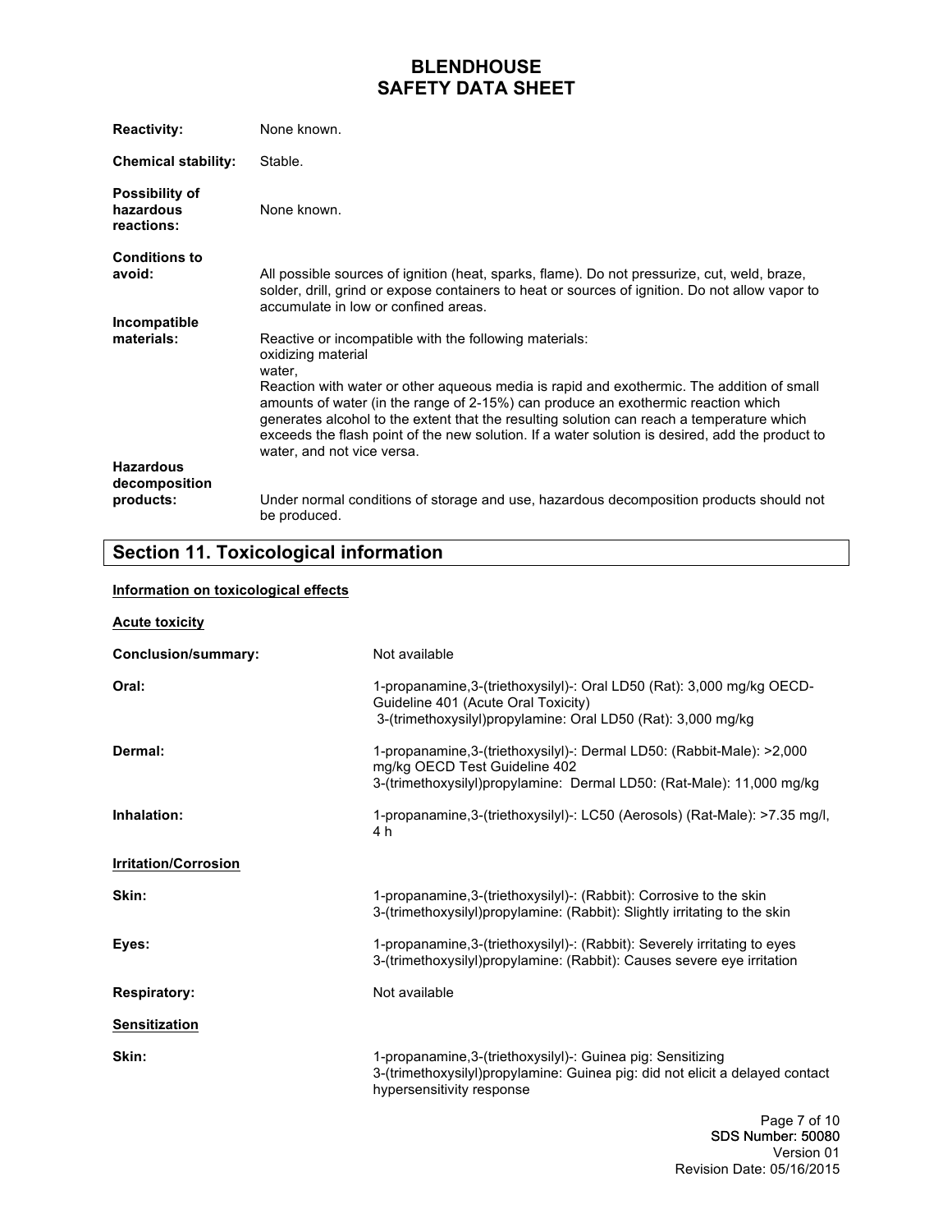**Reactivity:** None known.

**Chemical stability:** Stable.

**Possibility of hazardous reactions:** None known.

**Conditions to avoid:** All possible sources of ignition (heat, sparks, flame). Do not pressurize, cut, weld, braze, solder, drill, grind or expose containers to heat or sources of ignition. Do not allow vapor to accumulate in low or confined areas.

**Incompatible materials:** Reactive or incompatible with the following materials:
oxidizing material
water,
Reaction with water or other aqueous media is rapid and exothermic. The addition of small amounts of water (in the range of 2-15%) can produce an exothermic reaction which generates alcohol to the extent that the resulting solution can reach a temperature which exceeds the flash point of the new solution. If a water solution is desired, add the product to water, and not vice versa.

**Hazardous decomposition products:** Under normal conditions of storage and use, hazardous decomposition products should not be produced.

## Section 11. Toxicological information

**Information on toxicological effects**

**Acute toxicity**

**Conclusion/summary:** Not available

**Oral:** 1-propanamine,3-(triethoxysilyl)-: Oral LD50 (Rat): 3,000 mg/kg OECD-Guideline 401 (Acute Oral Toxicity)
3-(trimethoxysilyl)propylamine: Oral LD50 (Rat): 3,000 mg/kg

**Dermal:** 1-propanamine,3-(triethoxysilyl)-: Dermal LD50: (Rabbit-Male): >2,000 mg/kg OECD Test Guideline 402
3-(trimethoxysilyl)propylamine: Dermal LD50: (Rat-Male): 11,000 mg/kg

**Inhalation:** 1-propanamine,3-(triethoxysilyl)-: LC50 (Aerosols) (Rat-Male): >7.35 mg/l, 4 h

**Irritation/Corrosion**

**Skin:** 1-propanamine,3-(triethoxysilyl)-: (Rabbit): Corrosive to the skin
3-(trimethoxysilyl)propylamine: (Rabbit): Slightly irritating to the skin

**Eyes:** 1-propanamine,3-(triethoxysilyl)-: (Rabbit): Severely irritating to eyes
3-(trimethoxysilyl)propylamine: (Rabbit): Causes severe eye irritation

**Respiratory:** Not available

**Sensitization**

**Skin:** 1-propanamine,3-(triethoxysilyl)-: Guinea pig: Sensitizing
3-(trimethoxysilyl)propylamine: Guinea pig: did not elicit a delayed contact hypersensitivity response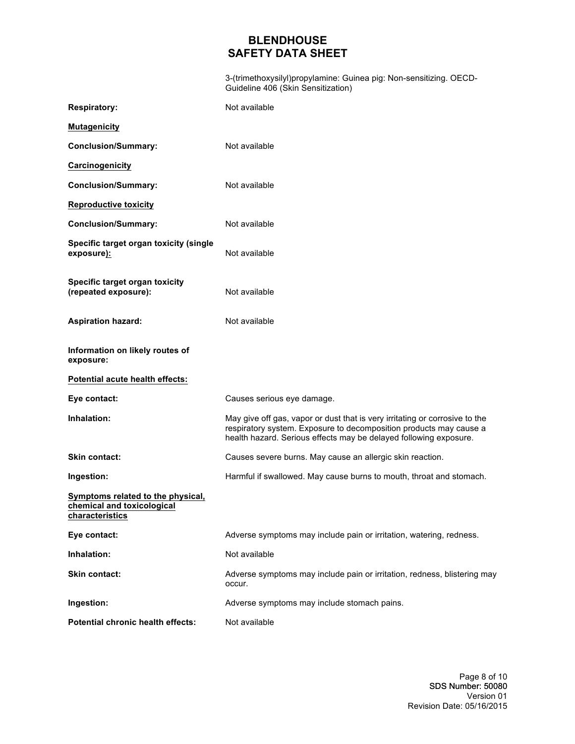3-(trimethoxysilyl)propylamine: Guinea pig: Non-sensitizing. OECD-Guideline 406 (Skin Sensitization)

**Respiratory:** Not available

**Mutagenicity**

**Conclusion/Summary:** Not available

**Carcinogenicity**

**Conclusion/Summary:** Not available

**Reproductive toxicity**

**Conclusion/Summary:** Not available

**Specific target organ toxicity (single exposure):** Not available

**Specific target organ toxicity (repeated exposure):** Not available

**Aspiration hazard:** Not available

**Information on likely routes of exposure:**

**Potential acute health effects:**

**Eye contact:** Causes serious eye damage.

**Inhalation:** May give off gas, vapor or dust that is very irritating or corrosive to the respiratory system. Exposure to decomposition products may cause a health hazard. Serious effects may be delayed following exposure.

**Skin contact:** Causes severe burns. May cause an allergic skin reaction.

**Ingestion:** Harmful if swallowed. May cause burns to mouth, throat and stomach.

**Symptoms related to the physical, chemical and toxicological characteristics**

**Eye contact:** Adverse symptoms may include pain or irritation, watering, redness.

**Inhalation:** Not available

**Skin contact:** Adverse symptoms may include pain or irritation, redness, blistering may occur.

**Ingestion:** Adverse symptoms may include stomach pains.

**Potential chronic health effects:** Not available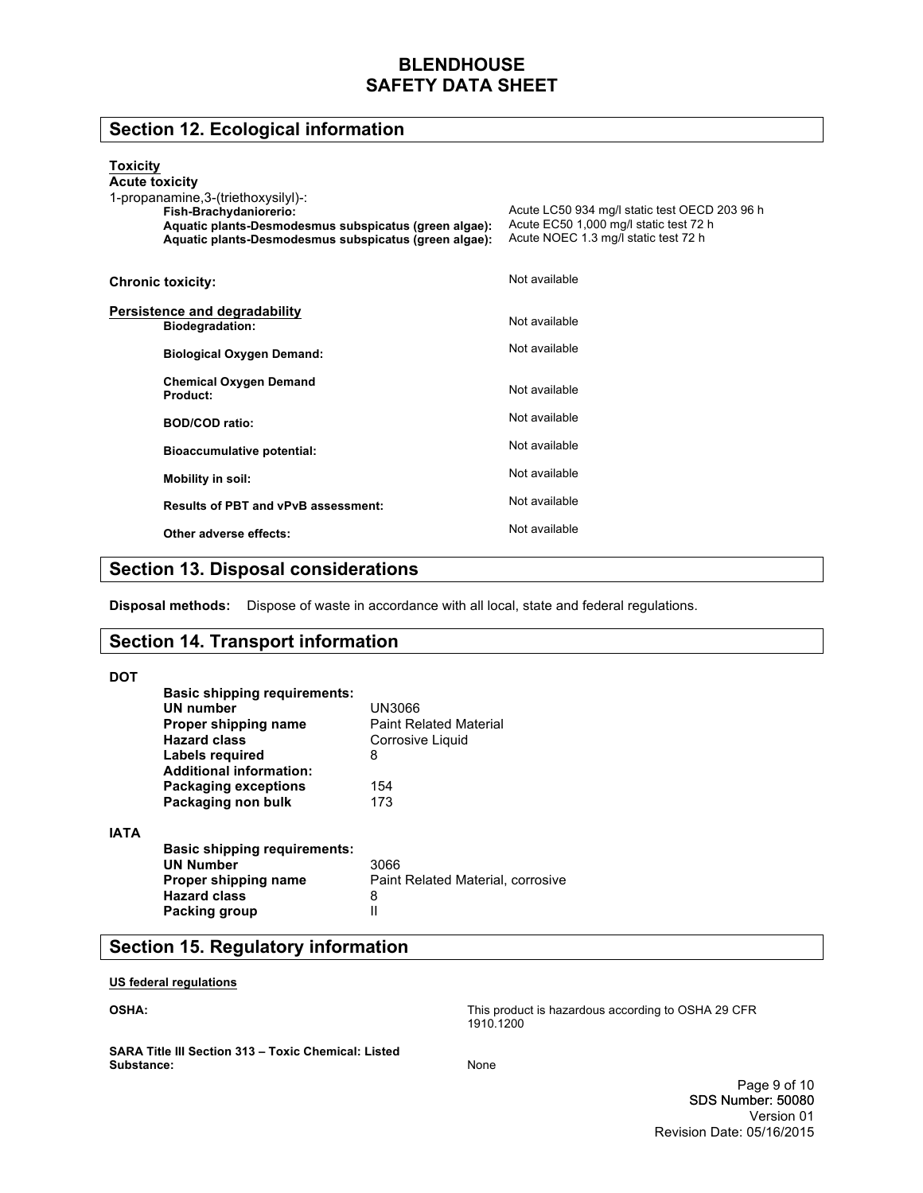## Section 12. Ecological information

**Toxicity**

**Acute toxicity**

1-propanamine,3-(triethoxysilyl)-:

| | |
|---|---|
| **Fish-Brachydaniorerio:** | Acute LC50 934 mg/l static test OECD 203 96 h |
| **Aquatic plants-Desmodesmus subspicatus (green algae):** | Acute EC50 1,000 mg/l static test 72 h |
| **Aquatic plants-Desmodesmus subspicatus (green algae):** | Acute NOEC 1.3 mg/l static test 72 h |

**Chronic toxicity:** Not available

**Persistence and degradability**

| | |
|---|---|
| **Biodegradation:** | Not available |
| **Biological Oxygen Demand:** | Not available |
| **Chemical Oxygen Demand Product:** | Not available |
| **BOD/COD ratio:** | Not available |
| **Bioaccumulative potential:** | Not available |
| **Mobility in soil:** | Not available |
| **Results of PBT and vPvB assessment:** | Not available |
| **Other adverse effects:** | Not available |

## Section 13. Disposal considerations

**Disposal methods:** Dispose of waste in accordance with all local, state and federal regulations.

## Section 14. Transport information

**DOT**

| | |
|---|---|
| **Basic shipping requirements:** | |
| **UN number** | UN3066 |
| **Proper shipping name** | Paint Related Material |
| **Hazard class** | Corrosive Liquid |
| **Labels required** | 8 |
| **Additional information:** | |
| **Packaging exceptions** | 154 |
| **Packaging non bulk** | 173 |

**IATA**

| | |
|---|---|
| **Basic shipping requirements:** | |
| **UN Number** | 3066 |
| **Proper shipping name** | Paint Related Material, corrosive |
| **Hazard class** | 8 |
| **Packing group** | II |

## Section 15. Regulatory information

**US federal regulations**

**OSHA:** This product is hazardous according to OSHA 29 CFR 1910.1200

**SARA Title III Section 313 – Toxic Chemical: Listed Substance:** None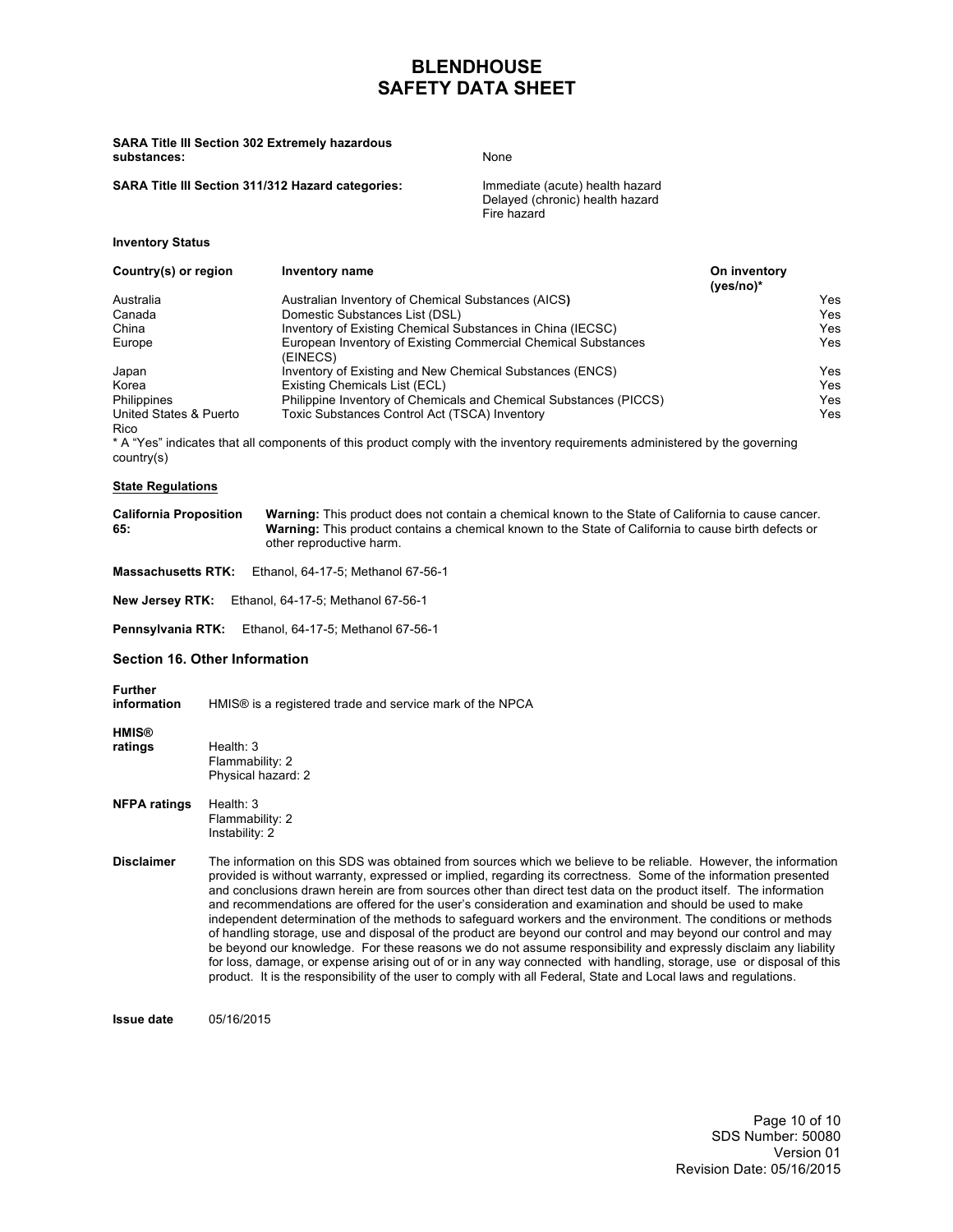**SARA Title III Section 302 Extremely hazardous substances:** None

**SARA Title III Section 311/312 Hazard categories:** Immediate (acute) health hazard
Delayed (chronic) health hazard
Fire hazard

**Inventory Status**

| Country(s) or region | Inventory name | On inventory (yes/no)* |
|---|---|---|
| Australia | Australian Inventory of Chemical Substances (AICS) | Yes |
| Canada | Domestic Substances List (DSL) | Yes |
| China | Inventory of Existing Chemical Substances in China (IECSC) | Yes |
| Europe | European Inventory of Existing Commercial Chemical Substances (EINECS) | Yes |
| Japan | Inventory of Existing and New Chemical Substances (ENCS) | Yes |
| Korea | Existing Chemicals List (ECL) | Yes |
| Philippines | Philippine Inventory of Chemicals and Chemical Substances (PICCS) | Yes |
| United States & Puerto Rico | Toxic Substances Control Act (TSCA) Inventory | Yes |

* A "Yes" indicates that all components of this product comply with the inventory requirements administered by the governing country(s)

**State Regulations**

**California Proposition 65:** **Warning:** This product does not contain a chemical known to the State of California to cause cancer.
**Warning:** This product contains a chemical known to the State of California to cause birth defects or other reproductive harm.

**Massachusetts RTK:** Ethanol, 64-17-5; Methanol 67-56-1

**New Jersey RTK:** Ethanol, 64-17-5; Methanol 67-56-1

**Pennsylvania RTK:** Ethanol, 64-17-5; Methanol 67-56-1

## Section 16. Other Information

**Further information** HMIS® is a registered trade and service mark of the NPCA

**HMIS® ratings**
Health: 3
Flammability: 2
Physical hazard: 2

**NFPA ratings**
Health: 3
Flammability: 2
Instability: 2

**Disclaimer** The information on this SDS was obtained from sources which we believe to be reliable. However, the information provided is without warranty, expressed or implied, regarding its correctness. Some of the information presented and conclusions drawn herein are from sources other than direct test data on the product itself. The information and recommendations are offered for the user's consideration and examination and should be used to make independent determination of the methods to safeguard workers and the environment. The conditions or methods of handling storage, use and disposal of the product are beyond our control and may beyond our control and may be beyond our knowledge. For these reasons we do not assume responsibility and expressly disclaim any liability for loss, damage, or expense arising out of or in any way connected with handling, storage, use or disposal of this product. It is the responsibility of the user to comply with all Federal, State and Local laws and regulations.

**Issue date** 05/16/2015

SDS Number: 50080
Version 01
Revision Date: 05/16/2015